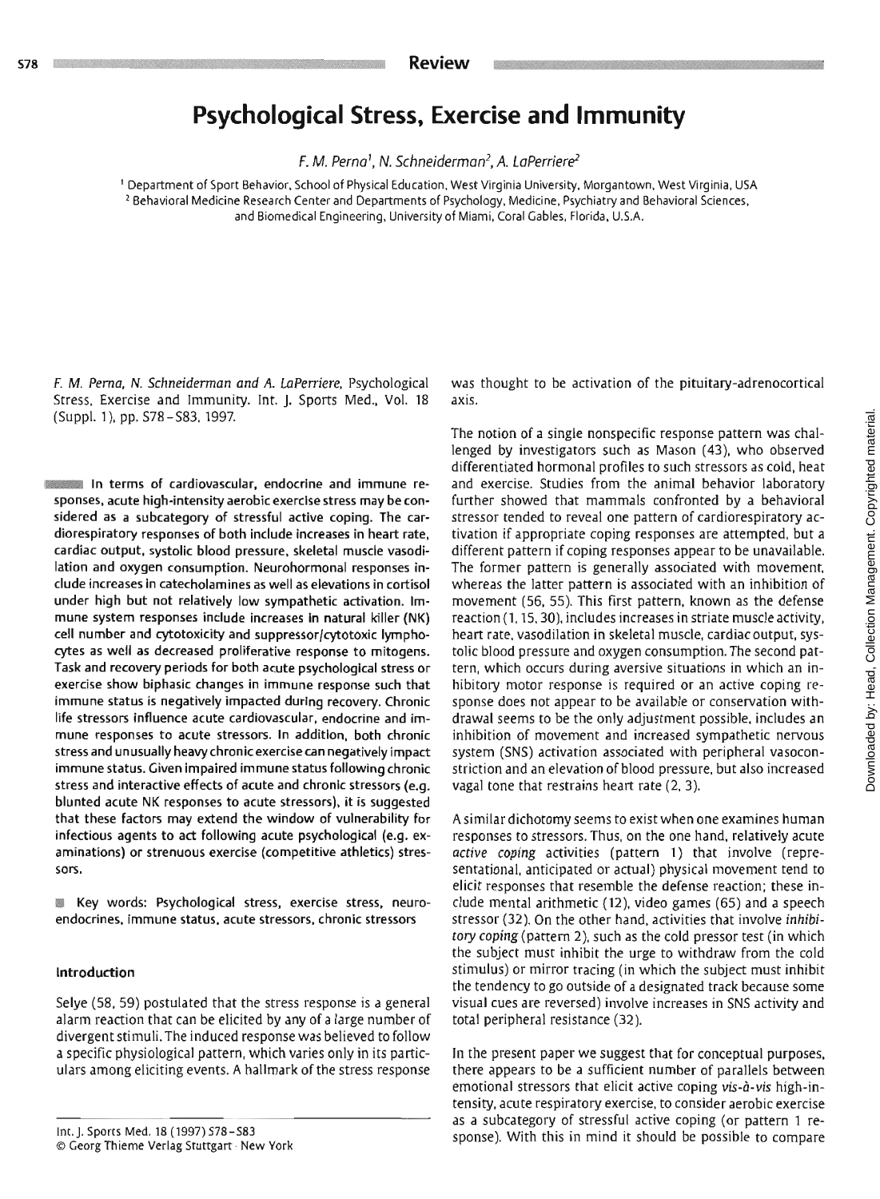# Psychological Stress, Exercise and Immunity

F. M. Perna[1], N. Schneiderman[2], A. LaPerriere[2]

[1] Department of Sport Behavior, School of Physical Education, West Virginia University, Morgantown, West Virginia, USA
[2] Behavioral Medicine Research Center and Departments of Psychology, Medicine, Psychiatry and Behavioral Sciences, and Biomedical Engineering, University of Miami, Coral Gables, Florida, U.S.A.

F. M. Perna, N. Schneiderman and A. LaPerriere, Psychological Stress, Exercise and Immunity. Int. J. Sports Med., Vol. 18 (Suppl. 1), pp. S78–S83, 1997.

**In terms of cardiovascular, endocrine and immune responses, acute high-intensity aerobic exercise stress may be considered as a subcategory of stressful active coping. The cardiorespiratory responses of both include increases in heart rate, cardiac output, systolic blood pressure, skeletal muscle vasodilation and oxygen consumption. Neurohormonal responses include increases in catecholamines as well as elevations in cortisol under high but not relatively low sympathetic activation. Immune system responses include increases in natural killer (NK) cell number and cytotoxicity and suppressor/cytotoxic lymphocytes as well as decreased proliferative response to mitogens. Task and recovery periods for both acute psychological stress or exercise show biphasic changes in immune response such that immune status is negatively impacted during recovery. Chronic life stressors influence acute cardiovascular, endocrine and immune responses to acute stressors. In addition, both chronic stress and unusually heavy chronic exercise can negatively impact immune status. Given impaired immune status following chronic stress and interactive effects of acute and chronic stressors (e.g. blunted acute NK responses to acute stressors), it is suggested that these factors may extend the window of vulnerability for infectious agents to act following acute psychological (e.g. examinations) or strenuous exercise (competitive athletics) stressors.**

Key words: Psychological stress, exercise stress, neuroendocrines, immune status, acute stressors, chronic stressors

## Introduction

Selye (58, 59) postulated that the stress response is a general alarm reaction that can be elicited by any of a large number of divergent stimuli. The induced response was believed to follow a specific physiological pattern, which varies only in its particulars among eliciting events. A hallmark of the stress response was thought to be activation of the pituitary-adrenocortical axis.

The notion of a single nonspecific response pattern was challenged by investigators such as Mason (43), who observed differentiated hormonal profiles to such stressors as cold, heat and exercise. Studies from the animal behavior laboratory further showed that mammals confronted by a behavioral stressor tended to reveal one pattern of cardiorespiratory activation if appropriate coping responses are attempted, but a different pattern if coping responses appear to be unavailable. The former pattern is generally associated with movement, whereas the latter pattern is associated with an inhibition of movement (56, 55). This first pattern, known as the defense reaction (1, 15, 30), includes increases in striate muscle activity, heart rate, vasodilation in skeletal muscle, cardiac output, systolic blood pressure and oxygen consumption. The second pattern, which occurs during aversive situations in which an inhibitory motor response is required or an active coping response does not appear to be available or conservation withdrawal seems to be the only adjustment possible, includes an inhibition of movement and increased sympathetic nervous system (SNS) activation associated with peripheral vasoconstriction and an elevation of blood pressure, but also increased vagal tone that restrains heart rate (2, 3).

A similar dichotomy seems to exist when one examines human responses to stressors. Thus, on the one hand, relatively acute *active coping* activities (pattern 1) that involve (representational, anticipated or actual) physical movement tend to elicit responses that resemble the defense reaction; these include mental arithmetic (12), video games (65) and a speech stressor (32). On the other hand, activities that involve *inhibitory coping* (pattern 2), such as the cold pressor test (in which the subject must inhibit the urge to withdraw from the cold stimulus) or mirror tracing (in which the subject must inhibit the tendency to go outside of a designated track because some visual cues are reversed) involve increases in SNS activity and total peripheral resistance (32).

In the present paper we suggest that for conceptual purposes, there appears to be a sufficient number of parallels between emotional stressors that elicit active coping *vis-à-vis* high-intensity, acute respiratory exercise, to consider aerobic exercise as a subcategory of stressful active coping (or pattern 1 response). With this in mind it should be possible to compare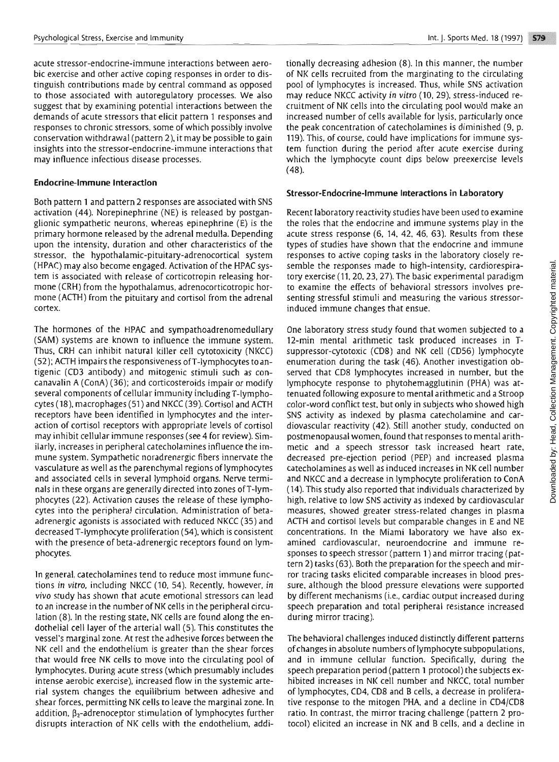acute stressor-endocrine-immune interactions between aerobic exercise and other active coping responses in order to distinguish contributions made by central command as opposed to those associated with autoregulatory processes. We also suggest that by examining potential interactions between the demands of acute stressors that elicit pattern 1 responses and responses to chronic stressors, some of which possibly involve conservation withdrawal (pattern 2), it may be possible to gain insights into the stressor-endocrine-immune interactions that may influence infectious disease processes.

### Endocrine-Immune Interaction

Both pattern 1 and pattern 2 responses are associated with SNS activation (44). Norepinephrine (NE) is released by postganglionic sympathetic neurons, whereas epinephrine (E) is the primary hormone released by the adrenal medulla. Depending upon the intensity, duration and other characteristics of the stressor, the hypothalamic-pituitary-adrenocortical system (HPAC) may also become engaged. Activation of the HPAC system is associated with release of corticotropin releasing hormone (CRH) from the hypothalamus, adrenocorticotropic hormone (ACTH) from the pituitary and cortisol from the adrenal cortex.

The hormones of the HPAC and sympathoadrenomedullary (SAM) systems are known to influence the immune system. Thus, CRH can inhibit natural killer cell cytotoxicity (NKCC) (52); ACTH impairs the responsiveness of T-lymphocytes to antigenic (CD3 antibody) and mitogenic stimuli such as concanavalin A (ConA) (36); and corticosteroids impair or modify several components of cellular immunity including T-lymphocytes (18), macrophages (51) and NKCC (39). Cortisol and ACTH receptors have been identified in lymphocytes and the interaction of cortisol receptors with appropriate levels of cortisol may inhibit cellular immune responses (see 4 for review). Similarly, increases in peripheral catecholamines influence the immune system. Sympathetic noradrenergic fibers innervate the vasculature as well as the parenchymal regions of lymphocytes and associated cells in several lymphoid organs. Nerve terminals in these organs are generally directed into zones of T-lymphocytes (22). Activation causes the release of these lymphocytes into the peripheral circulation. Administration of beta-adrenergic agonists is associated with reduced NKCC (35) and decreased T-lymphocyte proliferation (54), which is consistent with the presence of beta-adrenergic receptors found on lymphocytes.

In general, catecholamines tend to reduce most immune functions *in vitro*, including NKCC (10, 54). Recently, however, *in vivo* study has shown that acute emotional stressors can lead to an increase in the number of NK cells in the peripheral circulation (8). In the resting state, NK cells are found along the endothelial cell layer of the arterial wall (5). This constitutes the vessel's marginal zone. At rest the adhesive forces between the NK cell and the endothelium is greater than the shear forces that would free NK cells to move into the circulating pool of lymphocytes. During acute stress (which presumably includes intense aerobic exercise), increased flow in the systemic arterial system changes the equilibrium between adhesive and shear forces, permitting NK cells to leave the marginal zone. In addition, $\beta_2$-adrenoceptor stimulation of lymphocytes further disrupts interaction of NK cells with the endothelium, additionally decreasing adhesion (8). In this manner, the number of NK cells recruited from the marginating to the circulating pool of lymphocytes is increased. Thus, while SNS activation may reduce NKCC activity *in vitro* (10, 29), stress-induced recruitment of NK cells into the circulating pool would make an increased number of cells available for lysis, particularly once the peak concentration of catecholamines is diminished (9, p. 119). This, of course, could have implications for immune system function during the period after acute exercise during which the lymphocyte count dips below preexercise levels (48).

### Stressor-Endocrine-Immune Interactions in Laboratory

Recent laboratory reactivity studies have been used to examine the roles that the endocrine and immune systems play in the acute stress response (6, 14, 42, 46, 63). Results from these types of studies have shown that the endocrine and immune responses to active coping tasks in the laboratory closely resemble the responses made to high-intensity, cardiorespiratory exercise (11, 20, 23, 27). The basic experimental paradigm to examine the effects of behavioral stressors involves presenting stressful stimuli and measuring the various stressor-induced immune changes that ensue.

One laboratory stress study found that women subjected to a 12-min mental arithmetic task produced increases in T-suppressor-cytotoxic (CD8) and NK cell (CD56) lymphocyte enumeration during the task (46). Another investigation observed that CD8 lymphocytes increased in number, but the lymphocyte response to phytohemagglutinin (PHA) was attenuated following exposure to mental arithmetic and a Stroop color-word conflict test, but only in subjects who showed high SNS activity as indexed by plasma catecholamine and cardiovascular reactivity (42). Still another study, conducted on postmenopausal women, found that responses to mental arithmetic and a speech stressor task increased heart rate, decreased pre-ejection period (PEP) and increased plasma catecholamines as well as induced increases in NK cell number and NKCC and a decrease in lymphocyte proliferation to ConA (14). This study also reported that individuals characterized by high, relative to low SNS activity as indexed by cardiovascular measures, showed greater stress-related changes in plasma ACTH and cortisol levels but comparable changes in E and NE concentrations. In the Miami laboratory we have also examined cardiovascular, neuroendocrine and immune responses to speech stressor (pattern 1) and mirror tracing (pattern 2) tasks (63). Both the preparation for the speech and mirror tracing tasks elicited comparable increases in blood pressure, although the blood pressure elevations were supported by different mechanisms (i.e., cardiac output increased during speech preparation and total peripheral resistance increased during mirror tracing).

The behavioral challenges induced distinctly different patterns of changes in absolute numbers of lymphocyte subpopulations, and in immune cellular function. Specifically, during the speech preparation period (pattern 1 protocol) the subjects exhibited increases in NK cell number and NKCC, total number of lymphocytes, CD4, CD8 and B cells, a decrease in proliferative response to the mitogen PHA, and a decline in CD4/CD8 ratio. In contrast, the mirror tracing challenge (pattern 2 protocol) elicited an increase in NK and B cells, and a decline in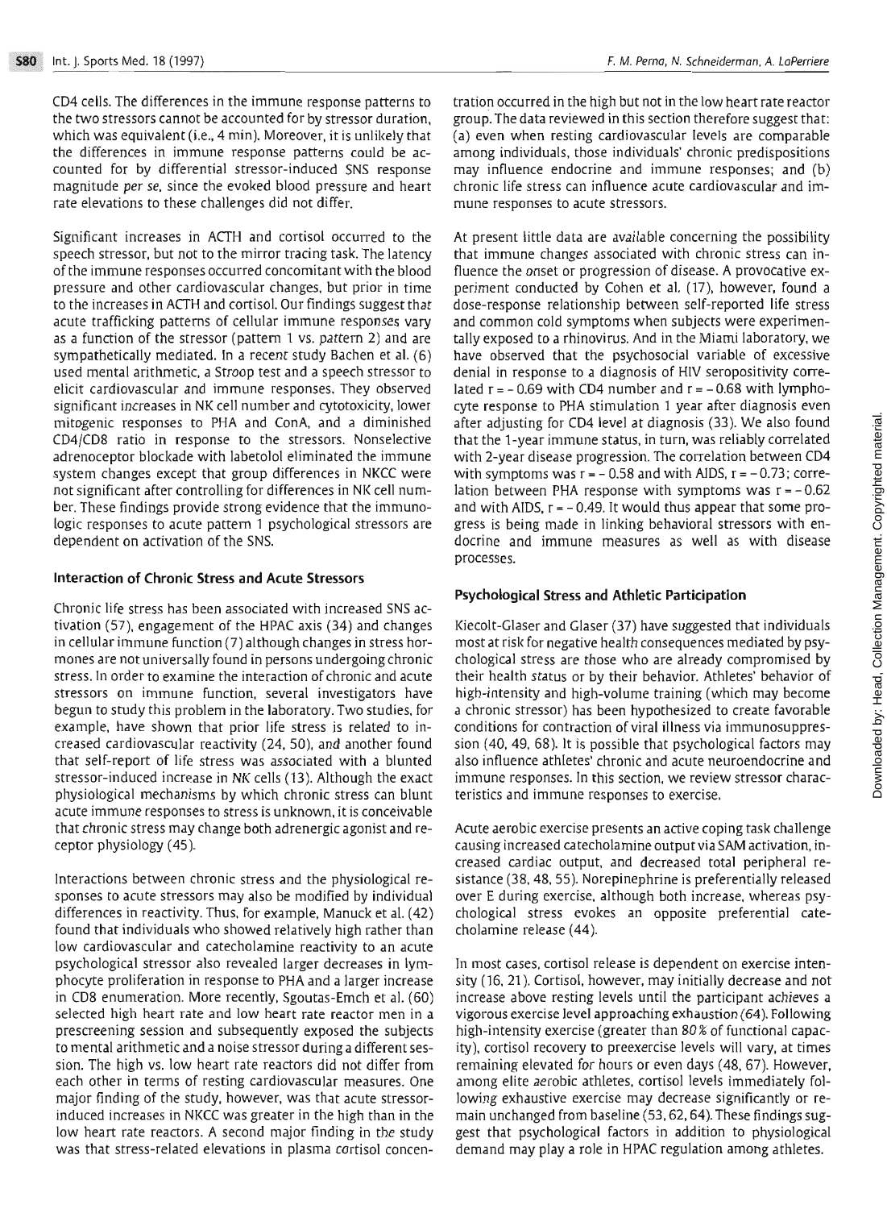CD4 cells. The differences in the immune response patterns to the two stressors cannot be accounted for by stressor duration, which was equivalent (i.e., 4 min). Moreover, it is unlikely that the differences in immune response patterns could be accounted for by differential stressor-induced SNS response magnitude *per se*, since the evoked blood pressure and heart rate elevations to these challenges did not differ.

Significant increases in ACTH and cortisol occurred to the speech stressor, but not to the mirror tracing task. The latency of the immune responses occurred concomitant with the blood pressure and other cardiovascular changes, but prior in time to the increases in ACTH and cortisol. Our findings suggest that acute trafficking patterns of cellular immune responses vary as a function of the stressor (pattern 1 vs. pattern 2) and are sympathetically mediated. In a recent study Bachen et al. (6) used mental arithmetic, a Stroop test and a speech stressor to elicit cardiovascular and immune responses. They observed significant increases in NK cell number and cytotoxicity, lower mitogenic responses to PHA and ConA, and a diminished CD4/CD8 ratio in response to the stressors. Nonselective adrenoceptor blockade with labetolol eliminated the immune system changes except that group differences in NKCC were not significant after controlling for differences in NK cell number. These findings provide strong evidence that the immunologic responses to acute pattern 1 psychological stressors are dependent on activation of the SNS.

### Interaction of Chronic Stress and Acute Stressors

Chronic life stress has been associated with increased SNS activation (57), engagement of the HPAC axis (34) and changes in cellular immune function (7) although changes in stress hormones are not universally found in persons undergoing chronic stress. In order to examine the interaction of chronic and acute stressors on immune function, several investigators have begun to study this problem in the laboratory. Two studies, for example, have shown that prior life stress is related to increased cardiovascular reactivity (24, 50), and another found that self-report of life stress was associated with a blunted stressor-induced increase in NK cells (13). Although the exact physiological mechanisms by which chronic stress can blunt acute immune responses to stress is unknown, it is conceivable that chronic stress may change both adrenergic agonist and receptor physiology (45).

Interactions between chronic stress and the physiological responses to acute stressors may also be modified by individual differences in reactivity. Thus, for example, Manuck et al. (42) found that individuals who showed relatively high rather than low cardiovascular and catecholamine reactivity to an acute psychological stressor also revealed larger decreases in lymphocyte proliferation in response to PHA and a larger increase in CD8 enumeration. More recently, Sgoutas-Emch et al. (60) selected high heart rate and low heart rate reactor men in a prescreening session and subsequently exposed the subjects to mental arithmetic and a noise stressor during a different session. The high vs. low heart rate reactors did not differ from each other in terms of resting cardiovascular measures. One major finding of the study, however, was that acute stressor-induced increases in NKCC was greater in the high than in the low heart rate reactors. A second major finding in the study was that stress-related elevations in plasma cortisol concentration occurred in the high but not in the low heart rate reactor group. The data reviewed in this section therefore suggest that: (a) even when resting cardiovascular levels are comparable among individuals, those individuals' chronic predispositions may influence endocrine and immune responses; and (b) chronic life stress can influence acute cardiovascular and immune responses to acute stressors.

At present little data are available concerning the possibility that immune changes associated with chronic stress can influence the onset or progression of disease. A provocative experiment conducted by Cohen et al. (17), however, found a dose-response relationship between self-reported life stress and common cold symptoms when subjects were experimentally exposed to a rhinovirus. And in the Miami laboratory, we have observed that the psychosocial variable of excessive denial in response to a diagnosis of HIV seropositivity correlated $r = -0.69$ with CD4 number and $r = -0.68$ with lymphocyte response to PHA stimulation 1 year after diagnosis even after adjusting for CD4 level at diagnosis (33). We also found that the 1-year immune status, in turn, was reliably correlated with 2-year disease progression. The correlation between CD4 with symptoms was $r = -0.58$ and with AIDS, $r = -0.73$; correlation between PHA response with symptoms was $r = -0.62$ and with AIDS, $r = -0.49$. It would thus appear that some progress is being made in linking behavioral stressors with endocrine and immune measures as well as with disease processes.

### Psychological Stress and Athletic Participation

Kiecolt-Glaser and Glaser (37) have suggested that individuals most at risk for negative health consequences mediated by psychological stress are those who are already compromised by their health status or by their behavior. Athletes' behavior of high-intensity and high-volume training (which may become a chronic stressor) has been hypothesized to create favorable conditions for contraction of viral illness via immunosuppression (40, 49, 68). It is possible that psychological factors may also influence athletes' chronic and acute neuroendocrine and immune responses. In this section, we review stressor characteristics and immune responses to exercise.

Acute aerobic exercise presents an active coping task challenge causing increased catecholamine output via SAM activation, increased cardiac output, and decreased total peripheral resistance (38, 48, 55). Norepinephrine is preferentially released over E during exercise, although both increase, whereas psychological stress evokes an opposite preferential catecholamine release (44).

In most cases, cortisol release is dependent on exercise intensity (16, 21). Cortisol, however, may initially decrease and not increase above resting levels until the participant achieves a vigorous exercise level approaching exhaustion (64). Following high-intensity exercise (greater than 80% of functional capacity), cortisol recovery to preexercise levels will vary, at times remaining elevated for hours or even days (48, 67). However, among elite aerobic athletes, cortisol levels immediately following exhaustive exercise may decrease significantly or remain unchanged from baseline (53, 62, 64). These findings suggest that psychological factors in addition to physiological demand may play a role in HPAC regulation among athletes.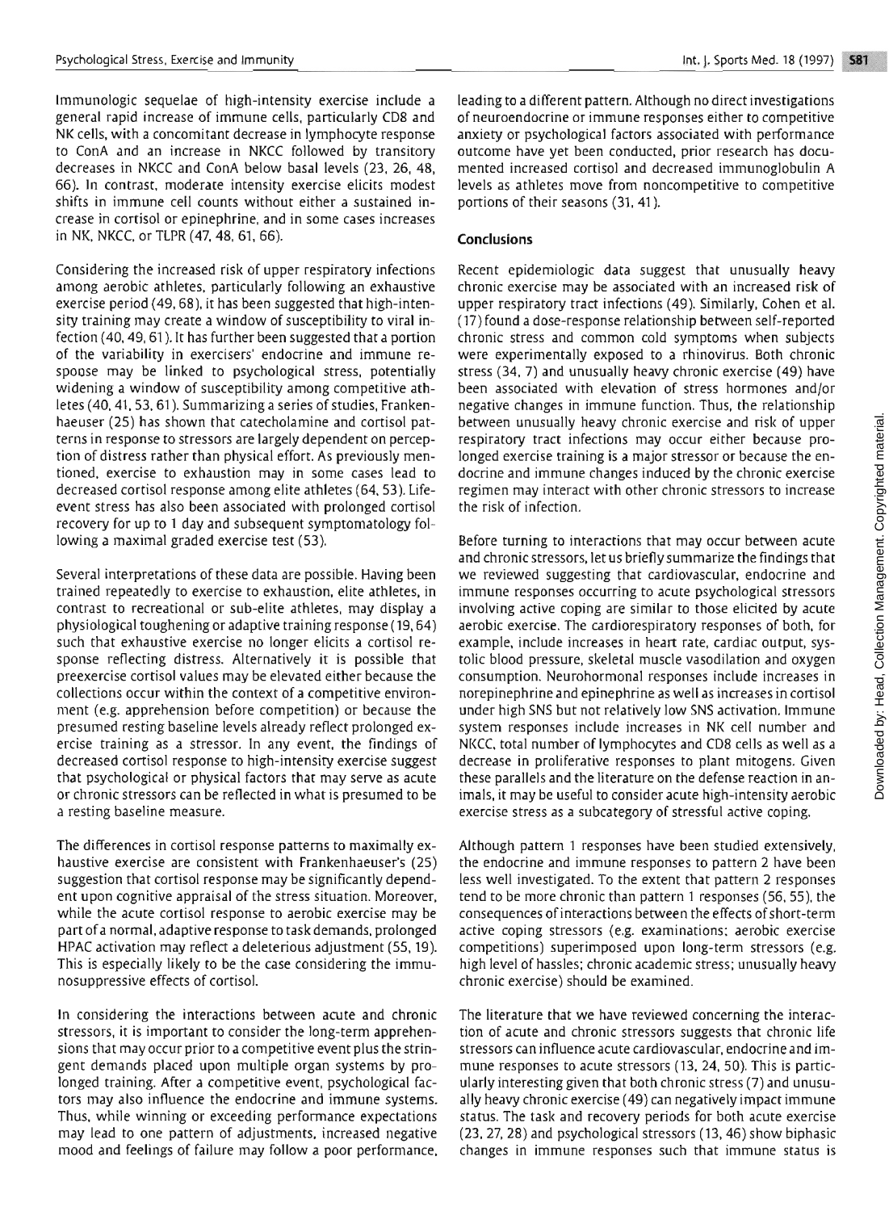Immunologic sequelae of high-intensity exercise include a general rapid increase of immune cells, particularly CD8 and NK cells, with a concomitant decrease in lymphocyte response to ConA and an increase in NKCC followed by transitory decreases in NKCC and ConA below basal levels (23, 26, 48, 66). In contrast, moderate intensity exercise elicits modest shifts in immune cell counts without either a sustained increase in cortisol or epinephrine, and in some cases increases in NK, NKCC, or TLPR (47, 48, 61, 66).

Considering the increased risk of upper respiratory infections among aerobic athletes, particularly following an exhaustive exercise period (49, 68), it has been suggested that high-intensity training may create a window of susceptibility to viral infection (40, 49, 61). It has further been suggested that a portion of the variability in exercisers' endocrine and immune response may be linked to psychological stress, potentially widening a window of susceptibility among competitive athletes (40, 41, 53, 61). Summarizing a series of studies, Frankenhaeuser (25) has shown that catecholamine and cortisol patterns in response to stressors are largely dependent on perception of distress rather than physical effort. As previously mentioned, exercise to exhaustion may in some cases lead to decreased cortisol response among elite athletes (64, 53). Life-event stress has also been associated with prolonged cortisol recovery for up to 1 day and subsequent symptomatology following a maximal graded exercise test (53).

Several interpretations of these data are possible. Having been trained repeatedly to exercise to exhaustion, elite athletes, in contrast to recreational or sub-elite athletes, may display a physiological toughening or adaptive training response (19, 64) such that exhaustive exercise no longer elicits a cortisol response reflecting distress. Alternatively it is possible that preexercise cortisol values may be elevated either because the collections occur within the context of a competitive environment (e.g. apprehension before competition) or because the presumed resting baseline levels already reflect prolonged exercise training as a stressor. In any event, the findings of decreased cortisol response to high-intensity exercise suggest that psychological or physical factors that may serve as acute or chronic stressors can be reflected in what is presumed to be a resting baseline measure.

The differences in cortisol response patterns to maximally exhaustive exercise are consistent with Frankenhaeuser's (25) suggestion that cortisol response may be significantly dependent upon cognitive appraisal of the stress situation. Moreover, while the acute cortisol response to aerobic exercise may be part of a normal, adaptive response to task demands, prolonged HPAC activation may reflect a deleterious adjustment (55, 19). This is especially likely to be the case considering the immunosuppressive effects of cortisol.

In considering the interactions between acute and chronic stressors, it is important to consider the long-term apprehensions that may occur prior to a competitive event plus the stringent demands placed upon multiple organ systems by prolonged training. After a competitive event, psychological factors may also influence the endocrine and immune systems. Thus, while winning or exceeding performance expectations may lead to one pattern of adjustments, increased negative mood and feelings of failure may follow a poor performance, leading to a different pattern. Although no direct investigations of neuroendocrine or immune responses either to competitive anxiety or psychological factors associated with performance outcome have yet been conducted, prior research has documented increased cortisol and decreased immunoglobulin A levels as athletes move from noncompetitive to competitive portions of their seasons (31, 41).

## Conclusions

Recent epidemiologic data suggest that unusually heavy chronic exercise may be associated with an increased risk of upper respiratory tract infections (49). Similarly, Cohen et al. (17) found a dose-response relationship between self-reported chronic stress and common cold symptoms when subjects were experimentally exposed to a rhinovirus. Both chronic stress (34, 7) and unusually heavy chronic exercise (49) have been associated with elevation of stress hormones and/or negative changes in immune function. Thus, the relationship between unusually heavy chronic exercise and risk of upper respiratory tract infections may occur either because prolonged exercise training is a major stressor or because the endocrine and immune changes induced by the chronic exercise regimen may interact with other chronic stressors to increase the risk of infection.

Before turning to interactions that may occur between acute and chronic stressors, let us briefly summarize the findings that we reviewed suggesting that cardiovascular, endocrine and immune responses occurring to acute psychological stressors involving active coping are similar to those elicited by acute aerobic exercise. The cardiorespiratory responses of both, for example, include increases in heart rate, cardiac output, systolic blood pressure, skeletal muscle vasodilation and oxygen consumption. Neurohormonal responses include increases in norepinephrine and epinephrine as well as increases in cortisol under high SNS but not relatively low SNS activation. Immune system responses include increases in NK cell number and NKCC, total number of lymphocytes and CD8 cells as well as a decrease in proliferative responses to plant mitogens. Given these parallels and the literature on the defense reaction in animals, it may be useful to consider acute high-intensity aerobic exercise stress as a subcategory of stressful active coping.

Although pattern 1 responses have been studied extensively, the endocrine and immune responses to pattern 2 have been less well investigated. To the extent that pattern 2 responses tend to be more chronic than pattern 1 responses (56, 55), the consequences of interactions between the effects of short-term active coping stressors (e.g. examinations; aerobic exercise competitions) superimposed upon long-term stressors (e.g. high level of hassles; chronic academic stress; unusually heavy chronic exercise) should be examined.

The literature that we have reviewed concerning the interaction of acute and chronic stressors suggests that chronic life stressors can influence acute cardiovascular, endocrine and immune responses to acute stressors (13, 24, 50). This is particularly interesting given that both chronic stress (7) and unusually heavy chronic exercise (49) can negatively impact immune status. The task and recovery periods for both acute exercise (23, 27, 28) and psychological stressors (13, 46) show biphasic changes in immune responses such that immune status is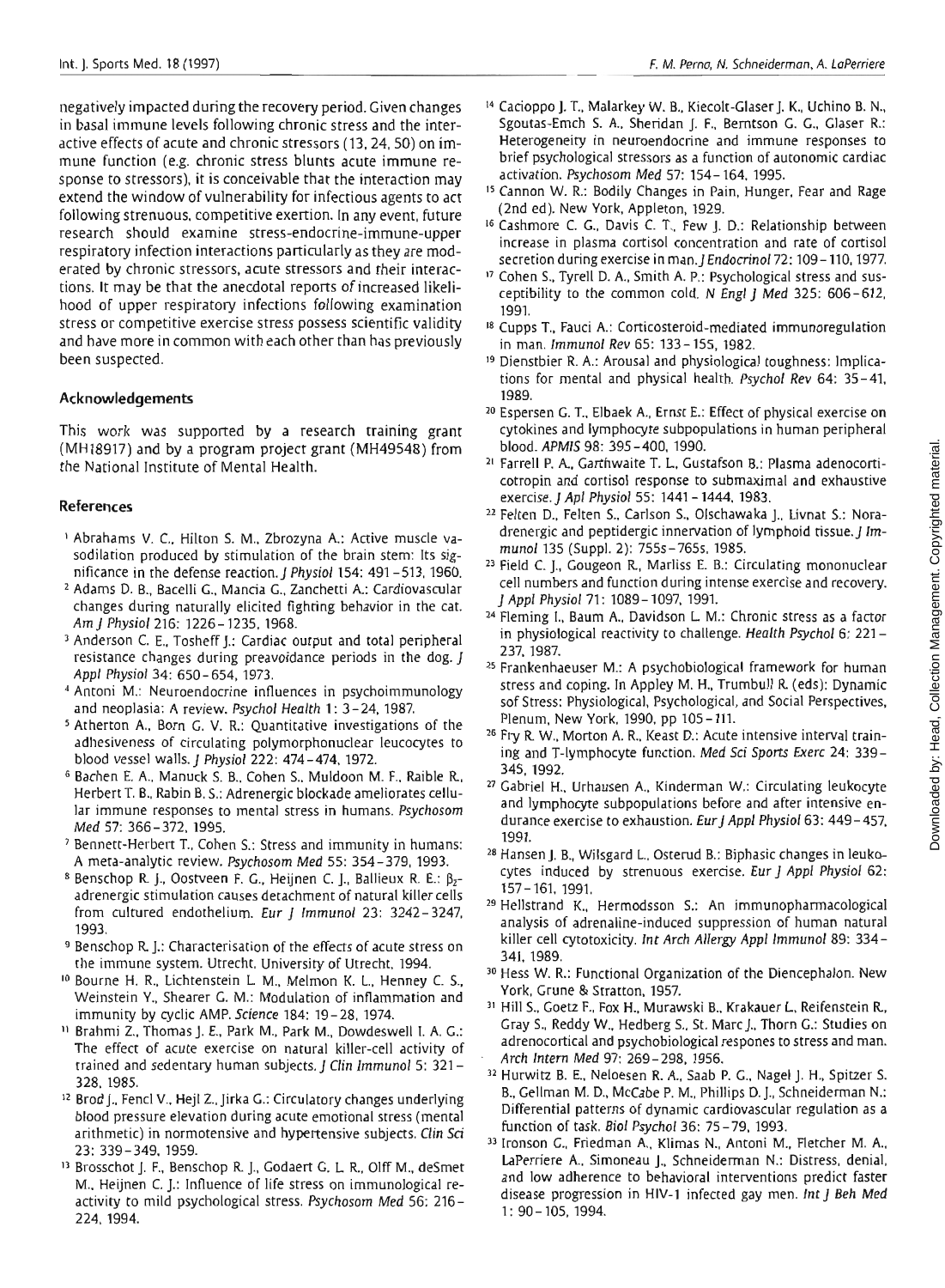negatively impacted during the recovery period. Given changes in basal immune levels following chronic stress and the interactive effects of acute and chronic stressors (13, 24, 50) on immune function (e.g. chronic stress blunts acute immune response to stressors), it is conceivable that the interaction may extend the window of vulnerability for infectious agents to act following strenuous, competitive exertion. In any event, future research should examine stress-endocrine-immune-upper respiratory infection interactions particularly as they are moderated by chronic stressors, acute stressors and their interactions. It may be that the anecdotal reports of increased likelihood of upper respiratory infections following examination stress or competitive exercise stress possess scientific validity and have more in common with each other than has previously been suspected.

## Acknowledgements

This work was supported by a research training grant (MH18917) and by a program project grant (MH49548) from the National Institute of Mental Health.

## References

[1] Abrahams V. C., Hilton S. M., Zbrozyna A.: Active muscle vasodilation produced by stimulation of the brain stem: Its significance in the defense reaction. *J Physiol* 154: 491–513, 1960.

[2] Adams D. B., Bacelli G., Mancia G., Zanchetti A.: Cardiovascular changes during naturally elicited fighting behavior in the cat. *Am J Physiol* 216: 1226–1235, 1968.

[3] Anderson C. E., Tosheff J.: Cardiac output and total peripheral resistance changes during preavoidance periods in the dog. *J Appl Physiol* 34: 650–654, 1973.

[4] Antoni M.: Neuroendocrine influences in psychoimmunology and neoplasia: A review. *Psychol Health* 1: 3–24, 1987.

[5] Atherton A., Born G. V. R.: Quantitative investigations of the adhesiveness of circulating polymorphonuclear leucocytes to blood vessel walls. *J Physiol* 222: 474–474, 1972.

[6] Bachen E. A., Manuck S. B., Cohen S., Muldoon M. F., Raible R., Herbert T. B., Rabin B. S.: Adrenergic blockade ameliorates cellular immune responses to mental stress in humans. *Psychosom Med* 57: 366–372, 1995.

[7] Bennett-Herbert T., Cohen S.: Stress and immunity in humans: A meta-analytic review. *Psychosom Med* 55: 354–379, 1993.

[8] Benschop R. J., Oostveen F. G., Heijnen C. J., Ballieux R. E.: $\beta_2$-adrenergic stimulation causes detachment of natural killer cells from cultured endothelium. *Eur J Immunol* 23: 3242–3247, 1993.

[9] Benschop R. J.: Characterisation of the effects of acute stress on the immune system. Utrecht. University of Utrecht, 1994.

[10] Bourne H. R., Lichtenstein L. M., Melmon K. L., Henney C. S., Weinstein Y., Shearer G. M.: Modulation of inflammation and immunity by cyclic AMP. *Science* 184: 19–28, 1974.

[11] Brahmi Z., Thomas J. E., Park M., Park M., Dowdeswell I. A. G.: The effect of acute exercise on natural killer-cell activity of trained and sedentary human subjects. *J Clin Immunol* 5: 321–328, 1985.

[12] Brod J., Fencl V., Hejl Z., Jirka G.: Circulatory changes underlying blood pressure elevation during acute emotional stress (mental arithmetic) in normotensive and hypertensive subjects. *Clin Sci* 23: 339–349, 1959.

[13] Brosschot J. F., Benschop R. J., Godaert G. L. R., Olff M., deSmet M., Heijnen C. J.: Influence of life stress on immunological reactivity to mild psychological stress. *Psychosom Med* 56: 216–224, 1994.

[14] Cacioppo J. T., Malarkey W. B., Kiecolt-Glaser J. K., Uchino B. N., Sgoutas-Emch S. A., Sheridan J. F., Berntson G. G., Glaser R.: Heterogeneity in neuroendocrine and immune responses to brief psychological stressors as a function of autonomic cardiac activation. *Psychosom Med* 57: 154–164, 1995.

[15] Cannon W. R.: Bodily Changes in Pain, Hunger, Fear and Rage (2nd ed). New York, Appleton, 1929.

[16] Cashmore C. G., Davis C. T., Few J. D.: Relationship between increase in plasma cortisol concentration and rate of cortisol secretion during exercise in man. *J Endocrinol* 72: 109–110, 1977.

[17] Cohen S., Tyrell D. A., Smith A. P.: Psychological stress and susceptibility to the common cold. *N Engl J Med* 325: 606–612, 1991.

[18] Cupps T., Fauci A.: Corticosteroid-mediated immunoregulation in man. *Immunol Rev* 65: 133–155, 1982.

[19] Dienstbier R. A.: Arousal and physiological toughness: Implications for mental and physical health. *Psychol Rev* 64: 35–41, 1989.

[20] Espersen G. T., Elbaek A., Ernst E.: Effect of physical exercise on cytokines and lymphocyte subpopulations in human peripheral blood. *APMIS* 98: 395–400, 1990.

[21] Farrell P. A., Garthwaite T. L., Gustafson B.: Plasma adenocorticotropin and cortisol response to submaximal and exhaustive exercise. *J Apl Physiol* 55: 1441–1444, 1983.

[22] Felten D., Felten S., Carlson S., Olschawaka J., Livnat S.: Noradrenergic and peptidergic innervation of lymphoid tissue. *J Immunol* 135 (Suppl. 2): 755s–765s, 1985.

[23] Field C. J., Gougeon R., Marliss E. B.: Circulating mononuclear cell numbers and function during intense exercise and recovery. *J Appl Physiol* 71: 1089–1097, 1991.

[24] Fleming I., Baum A., Davidson L. M.: Chronic stress as a factor in physiological reactivity to challenge. *Health Psychol* 6: 221–237, 1987.

[25] Frankenhaeuser M.: A psychobiological framework for human stress and coping. In Appley M. H., Trumbull R. (eds): Dynamic sof Stress: Physiological, Psychological, and Social Perspectives, Plenum, New York, 1990, pp 105–111.

[26] Fry R. W., Morton A. R., Keast D.: Acute intensive interval training and T-lymphocyte function. *Med Sci Sports Exerc* 24: 339–345, 1992.

[27] Gabriel H., Urhausen A., Kinderman W.: Circulating leukocyte and lymphocyte subpopulations before and after intensive endurance exercise to exhaustion. *Eur J Appl Physiol* 63: 449–457, 1991.

[28] Hansen J. B., Wilsgard L., Osterud B.: Biphasic changes in leukocytes induced by strenuous exercise. *Eur J Appl Physiol* 62: 157–161, 1991.

[29] Hellstrand K., Hermodsson S.: An immunopharmacological analysis of adrenaline-induced suppression of human natural killer cell cytotoxicity. *Int Arch Allergy Appl Immunol* 89: 334–341, 1989.

[30] Hess W. R.: Functional Organization of the Diencephalon. New York, Grune & Stratton, 1957.

[31] Hill S., Goetz F., Fox H., Murawski B., Krakauer L., Reifenstein R., Gray S., Reddy W., Hedberg S., St. Marc J., Thorn G.: Studies on adrenocortical and psychobiological respones to stress and man. *Arch Intern Med* 97: 269–298, 1956.

[32] Hurwitz B. E., Neloesen R. A., Saab P. G., Nagel J. H., Spitzer S. B., Gellman M. D., McCabe P. M., Phillips D. J., Schneiderman N.: Differential patterns of dynamic cardiovascular regulation as a function of task. *Biol Psychol* 36: 75–79, 1993.

[33] Ironson G., Friedman A., Klimas N., Antoni M., Fletcher M. A., LaPerriere A., Simoneau J., Schneiderman N.: Distress, denial, and low adherence to behavioral interventions predict faster disease progression in HIV-1 infected gay men. *Int J Beh Med* 1: 90–105, 1994.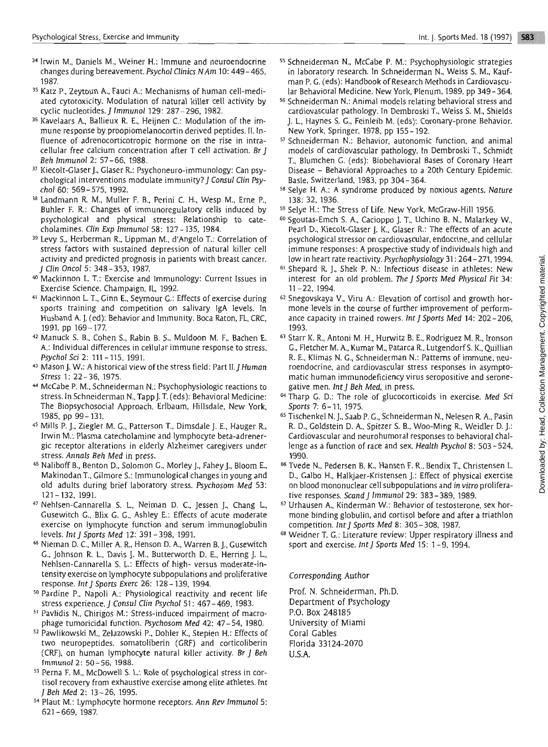[34] Irwin M., Daniels M., Weiner H.: Immune and neuroendocrine changes during bereavement. *Psychol Clinics N Am* 10: 449–465, 1987.

[35] Katz P., Zeytoun A., Fauci A.: Mechanisms of human cell-mediated cytotoxicity. Modulation of natural killer cell activity by cyclic nucleotides. *J Immunol* 129: 287–296, 1982.

[36] Kavelaars A., Ballieux R. E., Heijnen C.: Modulation of the immune response by proopiomelanocortin derived peptides. II. Influence of adrenocorticotropic hormone on the rise in intracellular free calcium concentration after T cell activation. *Br J Beh Immunol* 2: 57–66, 1988.

[37] Kiecolt-Glaser J., Glaser R.: Psychoneuro-immunology: Can psychological interventions modulate immunity? *J Consul Clin Psychol* 60: 569–575, 1992.

[38] Landmann R. M., Muller F. B., Perini C. H., Wesp M., Erne P., Buhler F. R.: Changes of immunoregulatory cells induced by psychological and physical stress: Relationship to catecholamines. *Clin Exp Immunol* 58: 127–135, 1984.

[39] Levy S., Herberman R., Lippman M., d'Angelo T.: Correlation of stress factors with sustained depression of natural killer cell activity and predicted prognosis in patients with breast cancer. *J Clin Oncol* 5: 348–353, 1987.

[40] Mackinnon L. T.: Exercise and Immunology: Current Issues in Exercise Science. Champaign, IL, 1992.

[41] Mackinnon L. T., Ginn E., Seymour G.: Effects of exercise during sports training and competition on salivary IgA levels. In Husband A. J. (ed): Behavior and Immunity. Boca Raton, FL, CRC, 1991, pp 169–177.

[42] Manuck S. B., Cohen S., Rabin B. S., Muldoon M. F., Bachen E. A.: Individual differences in cellular immune response to stress. *Psychol Sci* 2: 111–115, 1991.

[43] Mason J. W.: A historical view of the stress field: Part II. *J Human Stress* 1: 22–36, 1975.

[44] McCabe P. M., Schneiderman N.: Psychophysiologic reactions to stress. In Schneiderman N., Tapp J. T. (eds): Behavioral Medicine: The Biopsychosocial Approach. Erlbaum, Hillsdale, New York, 1985, pp 99–131.

[45] Mills P. J., Ziegler M. G., Patterson T., Dimsdale J. E., Hauger R., Irwin M.: Plasma catecholamine and lymphocyte beta-adrenergic receptor alterations in elderly Alzheimer caregivers under stress. *Annals Beh Med* in press.

[46] Naliboff B., Benton D., Solomon G., Morley J., Fahey J., Bloom E., Makinodan T., Gilmore S.: Immunological changes in young and old adults during brief laboratory stress. *Psychosom Med* 53: 121–132, 1991.

[47] Nehlsen-Cannarella S. L., Neiman D. C., Jessen J., Chang L., Gusewitch G., Blix G. G., Ashley E.: Effects of acute moderate exercise on lymphocyte function and serum immunoglobulin levels. *Int J Sports Med* 12: 391–398, 1991.

[48] Nieman D. C., Miller A. R., Henson D. A., Warren B. J., Gusewitch G., Johnson R. L., Davis J. M., Butterworth D. E., Herring J. L., Nehlsen-Cannarella S. L.: Effects of high- versus moderate-intensity exercise on lymphocyte subpopulations and proliferative response. *Int J Sports Exerc* 26: 128–139, 1994.

[50] Pardine P., Napoli A.: Physiological reactivity and recent life stress experience. *J Consul Clin Psychol* 51: 467–469, 1983.

[51] Pavlidis N., Chirigos M.: Stress-induced impairment of macrophage tumoricidal function. *Psychosom Med* 42: 47–54, 1980.

[52] Pawlikowski M., Zelazowski P., Dohler K., Stepien H.: Effects of two neuropeptides, somatoliberin (GRF) and corticoliberin (CRF), on human lymphocyte natural killer activity. *Br J Beh Immunol* 2: 50–56, 1988.

[53] Perna F. M., McDowell S. L.: Role of psychological stress in cortisol recovery from exhaustive exercise among elite athletes. *Int J Beh Med* 2: 13–26, 1995.

[54] Plaut M.: Lymphocyte hormone receptors. *Ann Rev Immunol* 5: 621–669, 1987.

[55] Schneiderman N., McCabe P. M.: Psychophysiologic strategies in laboratory research. In Schneiderman N., Weiss S. M., Kaufman P. G. (eds): Handbook of Research Methods in Cardiovascular Behavioral Medicine. New York, Plenum, 1989, pp 349–364.

[56] Schneiderman N.: Animal models relating behavioral stress and cardiovascular pathology. In Dembroski T., Weiss S. M., Shields J. L., Haynes S. G., Feinleib M. (eds): Coronary-prone Behavior. New York, Springer, 1978, pp 155–192.

[57] Schneiderman N.: Behavior, autonomic function, and animal models of cardiovascular pathology. In Dembroski T., Schmidt T., Blumchen G. (eds): Biobehavioral Bases of Coronary Heart Disease – Behavioral Approaches to a 20th Century Epidemic. Basle, Switzerland, 1983, pp 304–364.

[58] Selye H. A.: A syndrome produced by noxious agents. *Nature* 138: 32, 1936.

[59] Selye H.: The Stress of Life. New York, McGraw-Hill 1956.

[60] Sgoutas-Emch S. A., Cacioppo J. T., Uchino B. N., Malarkey W., Pearl D., Kiecolt-Glaser J. K., Glaser R.: The effects of an acute psychological stressor on cardiovascular, endocrine, and cellular immune responses: A prospective study of individuals high and low in heart rate reactivity. *Psychophysiology* 31: 264–271, 1994.

[61] Shepard R. J., Shek P. N.: Infectious disease in athletes: New interest for an old problem. *The J Sports Med Physical Fit* 34: 11–22, 1994.

[62] Snegovskaya V., Viru A.: Elevation of cortisol and growth hormone levels in the course of further improvement of performance capacity in trained rowers. *Int J Sports Med* 14: 202–206, 1993.

[63] Starr K. R., Antoni M. H., Hurwitz B. E., Rodriguez M. R., Ironson G., Fletcher M. A., Kumar M., Patarca R., Lutgendorf S. K., Quillian R. E., Klimas N. G., Schneiderman N.: Patterns of immune, neuroendocrine, and cardiovascular stress responses in asymptomatic human immunodeficiency virus seropositive and seronegative men. *Int J Beh Med*, in press.

[64] Tharp G. D.: The role of glucocorticoids in exercise. *Med Sci Sports* 7: 6–11, 1975.

[65] Tischenkel N. J., Saab P. G., Schneiderman N., Nelesen R. A., Pasin R. D., Goldstein D. A., Spitzer S. B., Woo-Ming R., Weidler D. J.: Cardiovascular and neurohumoral responses to behavioral challenge as a function of race and sex. *Health Psychol* 8: 503–524, 1990.

[66] Tvede N., Pedersen B. K., Hansen F. R., Bendix T., Christensen L. D., Galbo H., Halkjaer-Kristensen J.: Effect of physical exercise on blood mononuclear cell subpopulations and *in vitro* proliferative responses. *Scand J Immunol* 29: 383–389, 1989.

[67] Urhausen A., Kinderman W.: Behavior of testosterone, sex hormone binding globulin, and cortisol before and after a triathlon competition. *Int J Sports Med* 8: 305–308, 1987.

[68] Weidner T. G.: Literature review: Upper respiratory illness and sport and exercise. *Int J Sports Med* 15: 1–9, 1994.

*Corresponding Author*

Prof. N. Schneiderman, Ph.D.
Department of Psychology
P.O. Box 248185
University of Miami
Coral Gables
Florida 33124-2070
U.S.A.